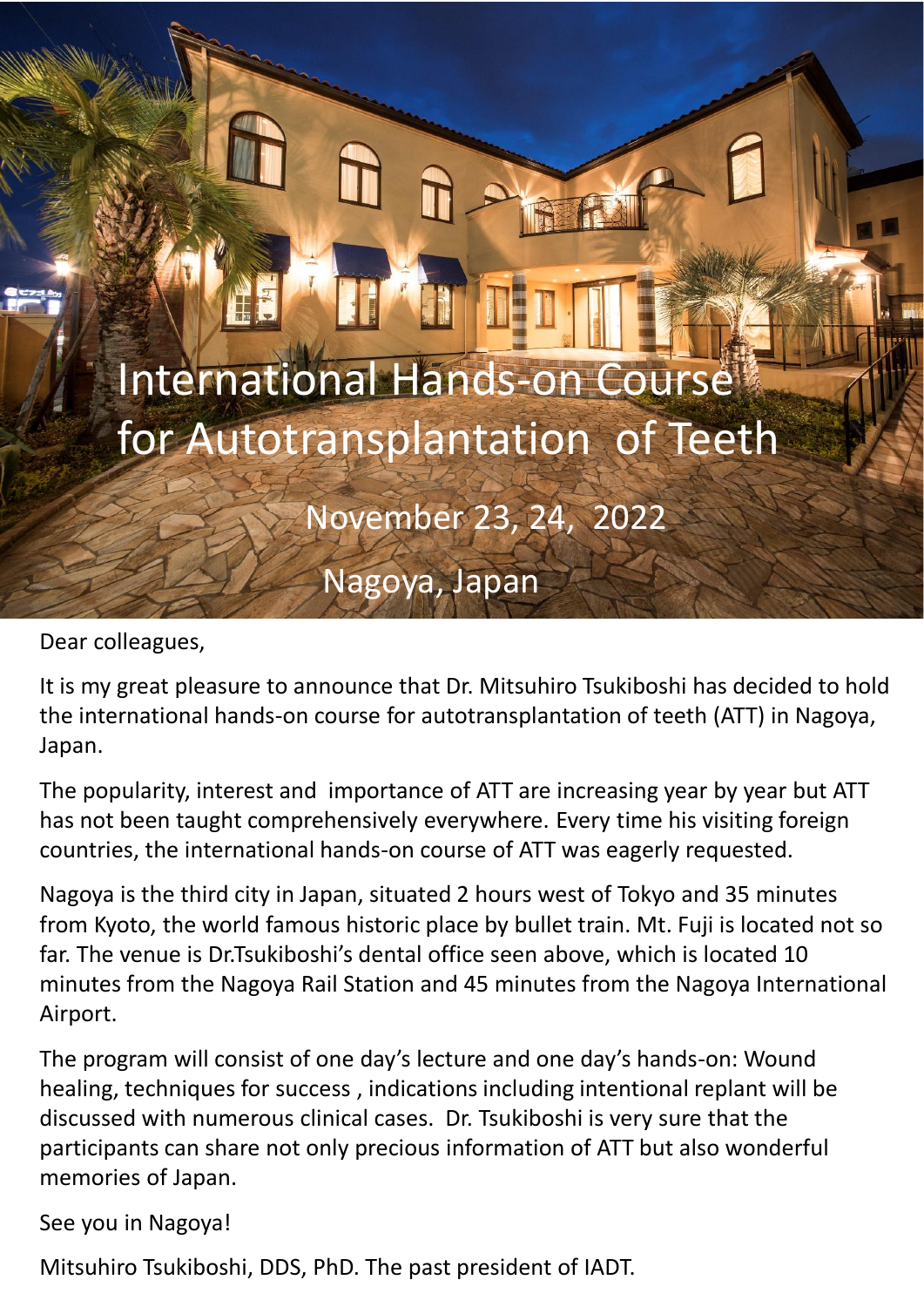# International Hands-on Course for Autotransplantation of Teeth

November 23, 24, 2022

Nagoya, Japan

Dear colleagues,

It is my great pleasure to announce that Dr. Mitsuhiro Tsukiboshi has decided to hold the international hands-on course for autotransplantation of teeth (ATT) in Nagoya, Japan.

The popularity, interest and importance of ATT are increasing year by year but ATT has not been taught comprehensively everywhere. Every time his visiting foreign countries, the international hands-on course of ATT was eagerly requested.

Nagoya is the third city in Japan, situated 2 hours west of Tokyo and 35 minutes from Kyoto, the world famous historic place by bullet train. Mt. Fuji is located not so far. The venue is Dr.Tsukiboshi's dental office seen above, which is located 10 minutes from the Nagoya Rail Station and 45 minutes from the Nagoya International Airport.

The program will consist of one day's lecture and one day's hands-on: Wound healing, techniques for success , indications including intentional replant will be discussed with numerous clinical cases. Dr. Tsukiboshi is very sure that the participants can share not only precious information of ATT but also wonderful memories of Japan.

See you in Nagoya!

Mitsuhiro Tsukiboshi, DDS, PhD. The past president of IADT.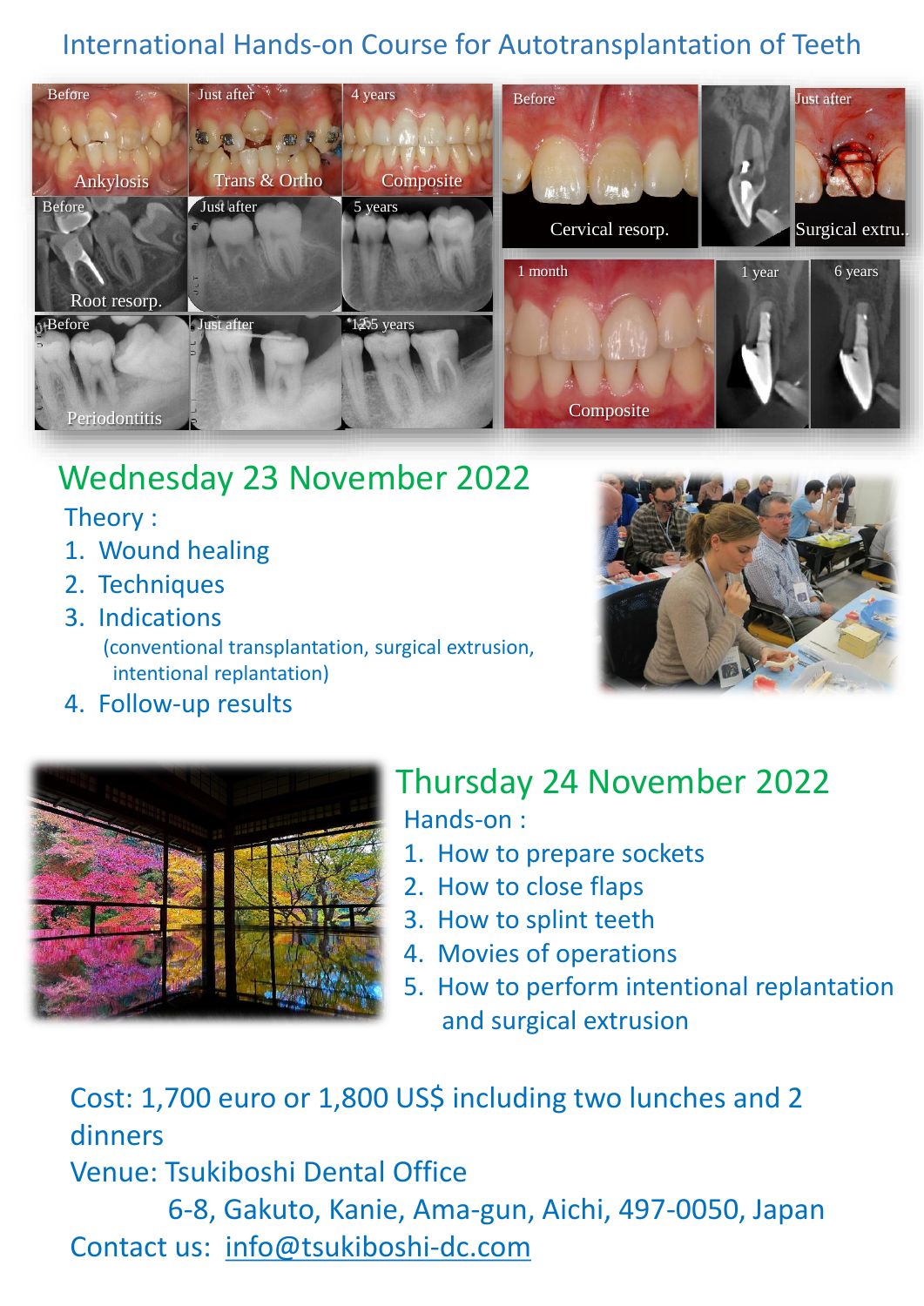# International Hands-on Course for Autotransplantation of Teeth

## Wednesday 23 November 2022

Theory :

1. Wound healing
2. Techniques
3. Indications
   (conventional transplantation, surgical extrusion, intentional replantation)
4. Follow-up results

## Thursday 24 November 2022

Hands-on :

1. How to prepare sockets
2. How to close flaps
3. How to splint teeth
4. Movies of operations
5. How to perform intentional replantation and surgical extrusion

Cost: 1,700 euro or 1,800 US$ including two lunches and 2 dinners

Venue: Tsukiboshi Dental Office

6-8, Gakuto, Kanie, Ama-gun, Aichi, 497-0050, Japan

Contact us: info@tsukiboshi-dc.com